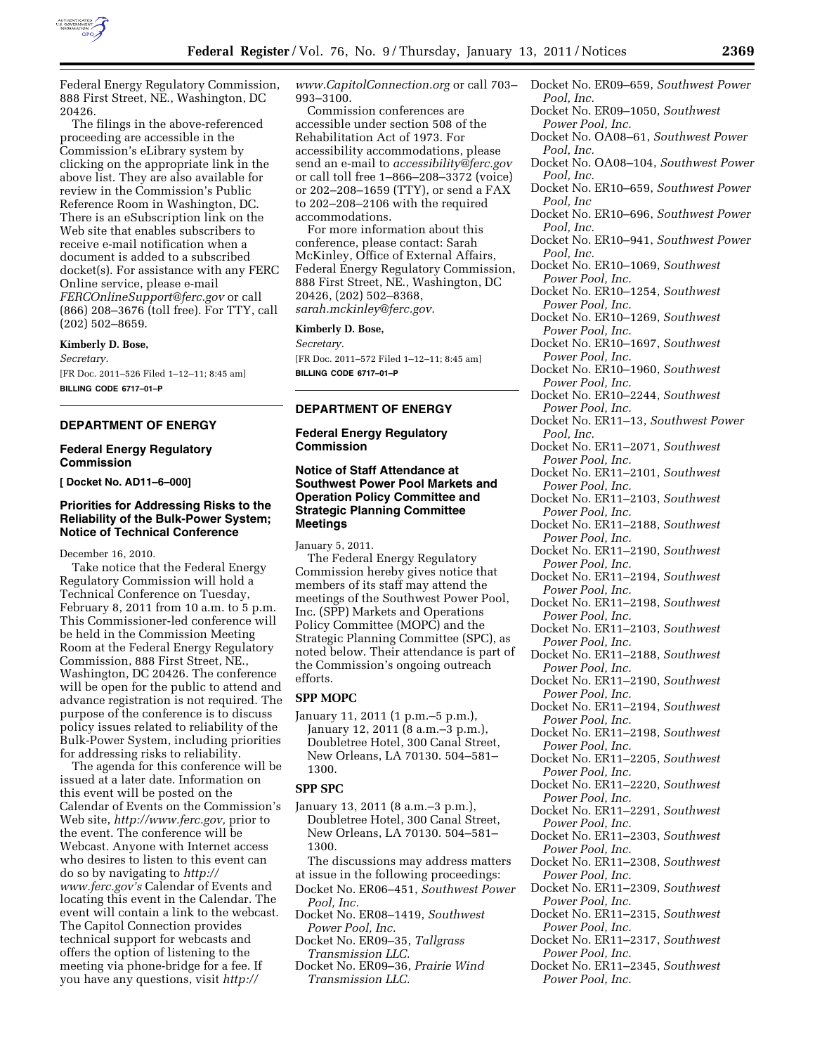Federal Energy Regulatory Commission, 888 First Street, NE., Washington, DC 20426.

The filings in the above-referenced proceeding are accessible in the Commission's eLibrary system by clicking on the appropriate link in the above list. They are also available for review in the Commission's Public Reference Room in Washington, DC. There is an eSubscription link on the Web site that enables subscribers to receive e-mail notification when a document is added to a subscribed docket(s). For assistance with any FERC Online service, please e-mail *FERCOnlineSupport@ferc.gov* or call (866) 208–3676 (toll free). For TTY, call (202) 502–8659.

**Kimberly D. Bose,**

*Secretary.*

[FR Doc. 2011–526 Filed 1–12–11; 8:45 am]

**BILLING CODE 6717–01–P**

## DEPARTMENT OF ENERGY

### Federal Energy Regulatory Commission

**[ Docket No. AD11–6–000]**

### Priorities for Addressing Risks to the Reliability of the Bulk-Power System; Notice of Technical Conference

December 16, 2010.

Take notice that the Federal Energy Regulatory Commission will hold a Technical Conference on Tuesday, February 8, 2011 from 10 a.m. to 5 p.m. This Commissioner-led conference will be held in the Commission Meeting Room at the Federal Energy Regulatory Commission, 888 First Street, NE., Washington, DC 20426. The conference will be open for the public to attend and advance registration is not required. The purpose of the conference is to discuss policy issues related to reliability of the Bulk-Power System, including priorities for addressing risks to reliability.

The agenda for this conference will be issued at a later date. Information on this event will be posted on the Calendar of Events on the Commission's Web site, *http://www.ferc.gov,* prior to the event. The conference will be Webcast. Anyone with Internet access who desires to listen to this event can do so by navigating to *http://www.ferc.gov's* Calendar of Events and locating this event in the Calendar. The event will contain a link to the webcast. The Capitol Connection provides technical support for webcasts and offers the option of listening to the meeting via phone-bridge for a fee. If you have any questions, visit *http://www.CapitolConnection.org* or call 703–993–3100.

Commission conferences are accessible under section 508 of the Rehabilitation Act of 1973. For accessibility accommodations, please send an e-mail to *accessibility@ferc.gov* or call toll free 1–866–208–3372 (voice) or 202–208–1659 (TTY), or send a FAX to 202–208–2106 with the required accommodations.

For more information about this conference, please contact: Sarah McKinley, Office of External Affairs, Federal Energy Regulatory Commission, 888 First Street, NE., Washington, DC 20426, (202) 502–8368, *sarah.mckinley@ferc.gov.*

**Kimberly D. Bose,**

*Secretary.*

[FR Doc. 2011–572 Filed 1–12–11; 8:45 am]

**BILLING CODE 6717–01–P**

## DEPARTMENT OF ENERGY

### Federal Energy Regulatory Commission

### Notice of Staff Attendance at Southwest Power Pool Markets and Operation Policy Committee and Strategic Planning Committee Meetings

January 5, 2011.

The Federal Energy Regulatory Commission hereby gives notice that members of its staff may attend the meetings of the Southwest Power Pool, Inc. (SPP) Markets and Operations Policy Committee (MOPC) and the Strategic Planning Committee (SPC), as noted below. Their attendance is part of the Commission's ongoing outreach efforts.

#### SPP MOPC

January 11, 2011 (1 p.m.–5 p.m.), January 12, 2011 (8 a.m.–3 p.m.), Doubletree Hotel, 300 Canal Street, New Orleans, LA 70130. 504–581–1300.

#### SPP SPC

January 13, 2011 (8 a.m.–3 p.m.), Doubletree Hotel, 300 Canal Street, New Orleans, LA 70130. 504–581–1300.

The discussions may address matters at issue in the following proceedings:

Docket No. ER06–451, *Southwest Power Pool, Inc.*
Docket No. ER08–1419, *Southwest Power Pool, Inc.*
Docket No. ER09–35, *Tallgrass Transmission LLC.*
Docket No. ER09–36, *Prairie Wind Transmission LLC.*
Docket No. ER09–659, *Southwest Power Pool, Inc.*
Docket No. ER09–1050, *Southwest Power Pool, Inc.*
Docket No. OA08–61, *Southwest Power Pool, Inc.*
Docket No. OA08–104, *Southwest Power Pool, Inc.*
Docket No. ER10–659, *Southwest Power Pool, Inc*
Docket No. ER10–696, *Southwest Power Pool, Inc.*
Docket No. ER10–941, *Southwest Power Pool, Inc.*
Docket No. ER10–1069, *Southwest Power Pool, Inc.*
Docket No. ER10–1254, *Southwest Power Pool, Inc.*
Docket No. ER10–1269, *Southwest Power Pool, Inc.*
Docket No. ER10–1697, *Southwest Power Pool, Inc.*
Docket No. ER10–1960, *Southwest Power Pool, Inc.*
Docket No. ER10–2244, *Southwest Power Pool, Inc.*
Docket No. ER11–13, *Southwest Power Pool, Inc.*
Docket No. ER11–2071, *Southwest Power Pool, Inc.*
Docket No. ER11–2101, *Southwest Power Pool, Inc.*
Docket No. ER11–2103, *Southwest Power Pool, Inc.*
Docket No. ER11–2188, *Southwest Power Pool, Inc.*
Docket No. ER11–2190, *Southwest Power Pool, Inc.*
Docket No. ER11–2194, *Southwest Power Pool, Inc.*
Docket No. ER11–2198, *Southwest Power Pool, Inc.*
Docket No. ER11–2103, *Southwest Power Pool, Inc.*
Docket No. ER11–2188, *Southwest Power Pool, Inc.*
Docket No. ER11–2190, *Southwest Power Pool, Inc.*
Docket No. ER11–2194, *Southwest Power Pool, Inc.*
Docket No. ER11–2198, *Southwest Power Pool, Inc.*
Docket No. ER11–2205, *Southwest Power Pool, Inc.*
Docket No. ER11–2220, *Southwest Power Pool, Inc.*
Docket No. ER11–2291, *Southwest Power Pool, Inc.*
Docket No. ER11–2303, *Southwest Power Pool, Inc.*
Docket No. ER11–2308, *Southwest Power Pool, Inc.*
Docket No. ER11–2309, *Southwest Power Pool, Inc.*
Docket No. ER11–2315, *Southwest Power Pool, Inc.*
Docket No. ER11–2317, *Southwest Power Pool, Inc.*
Docket No. ER11–2345, *Southwest Power Pool, Inc.*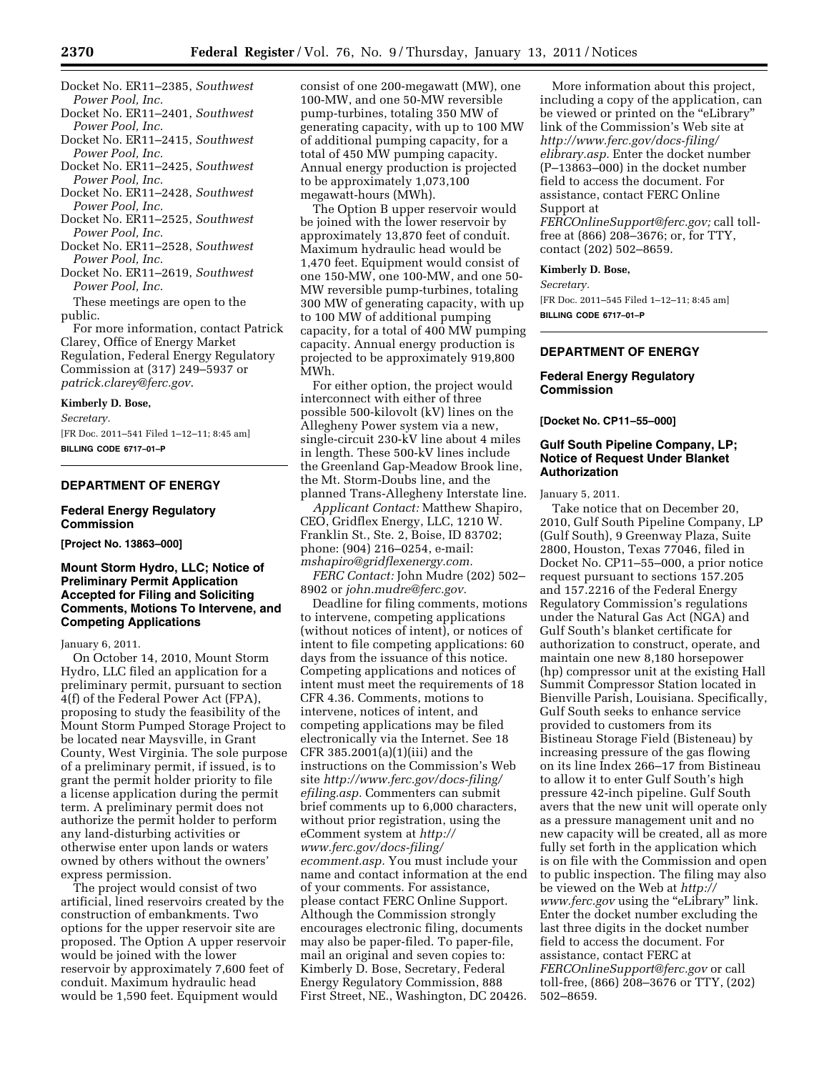Docket No. ER11–2385, *Southwest Power Pool, Inc.*
Docket No. ER11–2401, *Southwest Power Pool, Inc.*
Docket No. ER11–2415, *Southwest Power Pool, Inc.*
Docket No. ER11–2425, *Southwest Power Pool, Inc.*
Docket No. ER11–2428, *Southwest Power Pool, Inc.*
Docket No. ER11–2525, *Southwest Power Pool, Inc.*
Docket No. ER11–2528, *Southwest Power Pool, Inc.*
Docket No. ER11–2619, *Southwest Power Pool, Inc.*

These meetings are open to the public.

For more information, contact Patrick Clarey, Office of Energy Market Regulation, Federal Energy Regulatory Commission at (317) 249–5937 or *patrick.clarey@ferc.gov.*

**Kimberly D. Bose,**

*Secretary.*

[FR Doc. 2011–541 Filed 1–12–11; 8:45 am]

**BILLING CODE 6717–01–P**

## DEPARTMENT OF ENERGY

### Federal Energy Regulatory Commission

**[Project No. 13863–000]**

### Mount Storm Hydro, LLC; Notice of Preliminary Permit Application Accepted for Filing and Soliciting Comments, Motions To Intervene, and Competing Applications

January 6, 2011.

On October 14, 2010, Mount Storm Hydro, LLC filed an application for a preliminary permit, pursuant to section 4(f) of the Federal Power Act (FPA), proposing to study the feasibility of the Mount Storm Pumped Storage Project to be located near Maysville, in Grant County, West Virginia. The sole purpose of a preliminary permit, if issued, is to grant the permit holder priority to file a license application during the permit term. A preliminary permit does not authorize the permit holder to perform any land-disturbing activities or otherwise enter upon lands or waters owned by others without the owners' express permission.

The project would consist of two artificial, lined reservoirs created by the construction of embankments. Two options for the upper reservoir site are proposed. The Option A upper reservoir would be joined with the lower reservoir by approximately 7,600 feet of conduit. Maximum hydraulic head would be 1,590 feet. Equipment would consist of one 200-megawatt (MW), one 100-MW, and one 50-MW reversible pump-turbines, totaling 350 MW of generating capacity, with up to 100 MW of additional pumping capacity, for a total of 450 MW pumping capacity. Annual energy production is projected to be approximately 1,073,100 megawatt-hours (MWh).

The Option B upper reservoir would be joined with the lower reservoir by approximately 13,870 feet of conduit. Maximum hydraulic head would be 1,470 feet. Equipment would consist of one 150-MW, one 100-MW, and one 50-MW reversible pump-turbines, totaling 300 MW of generating capacity, with up to 100 MW of additional pumping capacity, for a total of 400 MW pumping capacity. Annual energy production is projected to be approximately 919,800 MWh.

For either option, the project would interconnect with either of three possible 500-kilovolt (kV) lines on the Allegheny Power system via a new, single-circuit 230-kV line about 4 miles in length. These 500-kV lines include the Greenland Gap-Meadow Brook line, the Mt. Storm-Doubs line, and the planned Trans-Allegheny Interstate line.

*Applicant Contact:* Matthew Shapiro, CEO, Gridflex Energy, LLC, 1210 W. Franklin St., Ste. 2, Boise, ID 83702; phone: (904) 216–0254, e-mail: *mshapiro@gridflexenergy.com.*

*FERC Contact:* John Mudre (202) 502–8902 or *john.mudre@ferc.gov.*

Deadline for filing comments, motions to intervene, competing applications (without notices of intent), or notices of intent to file competing applications: 60 days from the issuance of this notice. Competing applications and notices of intent must meet the requirements of 18 CFR 4.36. Comments, motions to intervene, notices of intent, and competing applications may be filed electronically via the Internet. See 18 CFR 385.2001(a)(1)(iii) and the instructions on the Commission's Web site *http://www.ferc.gov/docs-filing/efiling.asp.* Commenters can submit brief comments up to 6,000 characters, without prior registration, using the eComment system at *http://www.ferc.gov/docs-filing/ecomment.asp.* You must include your name and contact information at the end of your comments. For assistance, please contact FERC Online Support. Although the Commission strongly encourages electronic filing, documents may also be paper-filed. To paper-file, mail an original and seven copies to: Kimberly D. Bose, Secretary, Federal Energy Regulatory Commission, 888 First Street, NE., Washington, DC 20426.

More information about this project, including a copy of the application, can be viewed or printed on the "eLibrary" link of the Commission's Web site at *http://www.ferc.gov/docs-filing/elibrary.asp.* Enter the docket number (P–13863–000) in the docket number field to access the document. For assistance, contact FERC Online Support at *FERCOnlineSupport@ferc.gov;* call toll-free at (866) 208–3676; or, for TTY, contact (202) 502–8659.

**Kimberly D. Bose,**

*Secretary.*

[FR Doc. 2011–545 Filed 1–12–11; 8:45 am]

**BILLING CODE 6717–01–P**

## DEPARTMENT OF ENERGY

### Federal Energy Regulatory Commission

**[Docket No. CP11–55–000]**

### Gulf South Pipeline Company, LP; Notice of Request Under Blanket Authorization

January 5, 2011.

Take notice that on December 20, 2010, Gulf South Pipeline Company, LP (Gulf South), 9 Greenway Plaza, Suite 2800, Houston, Texas 77046, filed in Docket No. CP11–55–000, a prior notice request pursuant to sections 157.205 and 157.2216 of the Federal Energy Regulatory Commission's regulations under the Natural Gas Act (NGA) and Gulf South's blanket certificate for authorization to construct, operate, and maintain one new 8,180 horsepower (hp) compressor unit at the existing Hall Summit Compressor Station located in Bienville Parish, Louisiana. Specifically, Gulf South seeks to enhance service provided to customers from its Bistineau Storage Field (Bisteneau) by increasing pressure of the gas flowing on its line Index 266–17 from Bistineau to allow it to enter Gulf South's high pressure 42-inch pipeline. Gulf South avers that the new unit will operate only as a pressure management unit and no new capacity will be created, all as more fully set forth in the application which is on file with the Commission and open to public inspection. The filing may also be viewed on the Web at *http://www.ferc.gov* using the "eLibrary" link. Enter the docket number excluding the last three digits in the docket number field to access the document. For assistance, contact FERC at *FERCOnlineSupport@ferc.gov* or call toll-free, (866) 208–3676 or TTY, (202) 502–8659.